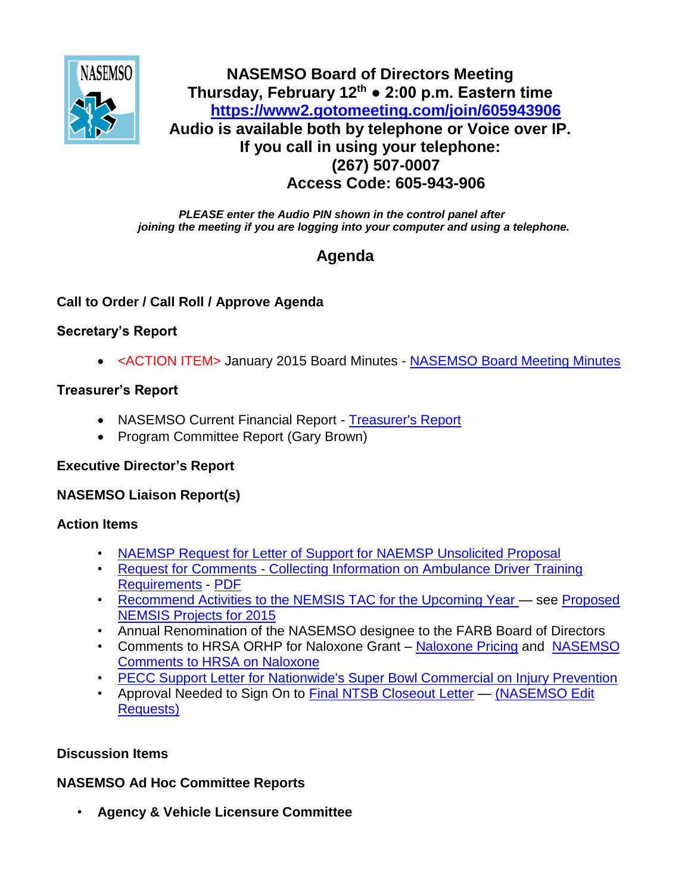# NASEMSO Board of Directors Meeting

**Thursday, February 12th ● 2:00 p.m. Eastern time**

**https://www2.gotomeeting.com/join/605943906**

**Audio is available both by telephone or Voice over IP.**

**If you call in using your telephone:**

**(267) 507-0007**

**Access Code: 605-943-906**

***PLEASE enter the Audio PIN shown in the control panel after joining the meeting if you are logging into your computer and using a telephone.***

## Agenda

**Call to Order / Call Roll / Approve Agenda**

**Secretary's Report**

- <ACTION ITEM> January 2015 Board Minutes - NASEMSO Board Meeting Minutes

**Treasurer's Report**

- NASEMSO Current Financial Report - Treasurer's Report
- Program Committee Report (Gary Brown)

**Executive Director's Report**

**NASEMSO Liaison Report(s)**

**Action Items**

- NAEMSP Request for Letter of Support for NAEMSP Unsolicited Proposal
- Request for Comments - Collecting Information on Ambulance Driver Training Requirements - PDF
- Recommend Activities to the NEMSIS TAC for the Upcoming Year — see Proposed NEMSIS Projects for 2015
- Annual Renomination of the NASEMSO designee to the FARB Board of Directors
- Comments to HRSA ORHP for Naloxone Grant – Naloxone Pricing and NASEMSO Comments to HRSA on Naloxone
- PECC Support Letter for Nationwide's Super Bowl Commercial on Injury Prevention
- Approval Needed to Sign On to Final NTSB Closeout Letter — (NASEMSO Edit Requests)

**Discussion Items**

**NASEMSO Ad Hoc Committee Reports**

- **Agency & Vehicle Licensure Committee**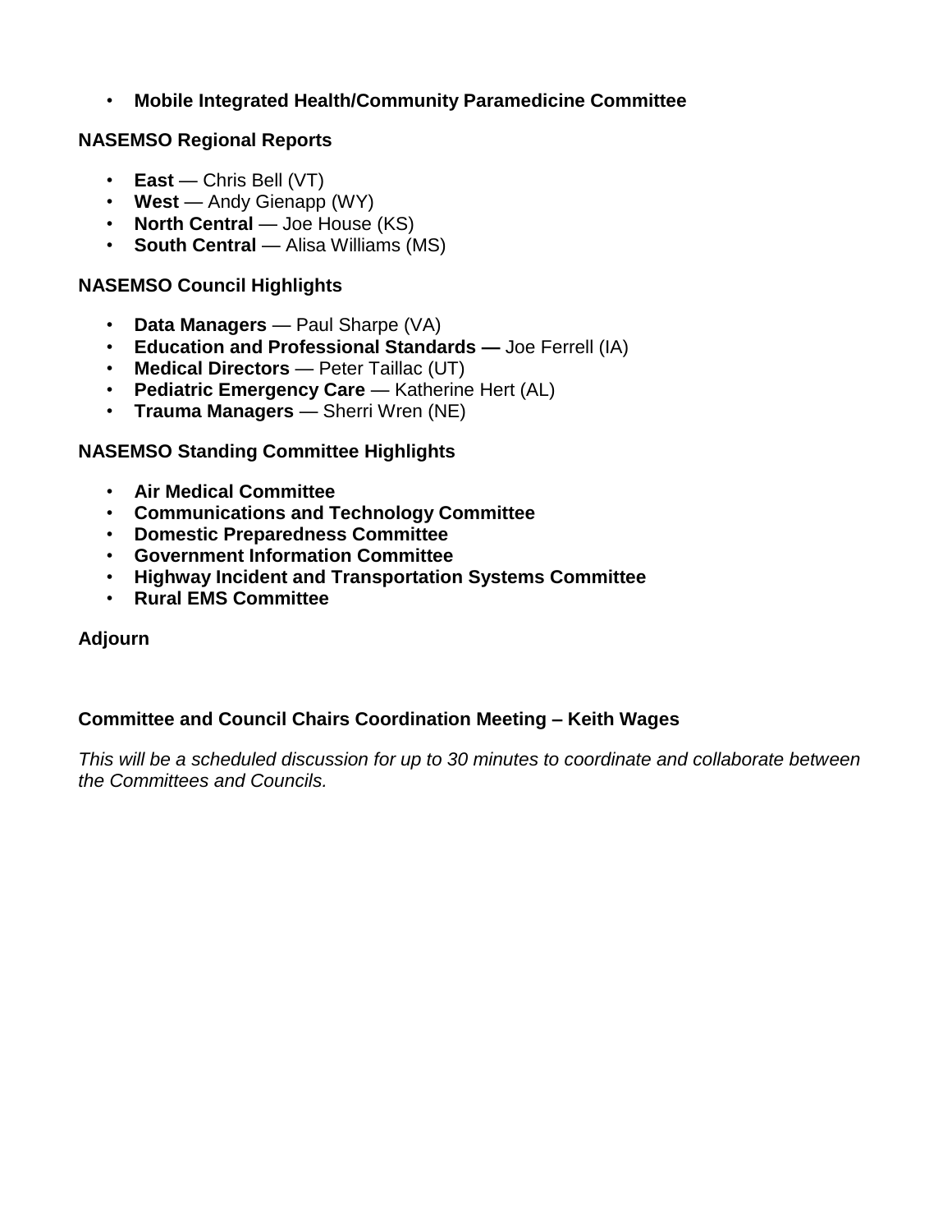- **Mobile Integrated Health/Community Paramedicine Committee**

**NASEMSO Regional Reports**

- **East** — Chris Bell (VT)
- **West** — Andy Gienapp (WY)
- **North Central** — Joe House (KS)
- **South Central** — Alisa Williams (MS)

**NASEMSO Council Highlights**

- **Data Managers** — Paul Sharpe (VA)
- **Education and Professional Standards —** Joe Ferrell (IA)
- **Medical Directors** — Peter Taillac (UT)
- **Pediatric Emergency Care** — Katherine Hert (AL)
- **Trauma Managers** — Sherri Wren (NE)

**NASEMSO Standing Committee Highlights**

- **Air Medical Committee**
- **Communications and Technology Committee**
- **Domestic Preparedness Committee**
- **Government Information Committee**
- **Highway Incident and Transportation Systems Committee**
- **Rural EMS Committee**

**Adjourn**

**Committee and Council Chairs Coordination Meeting – Keith Wages**

*This will be a scheduled discussion for up to 30 minutes to coordinate and collaborate between the Committees and Councils.*